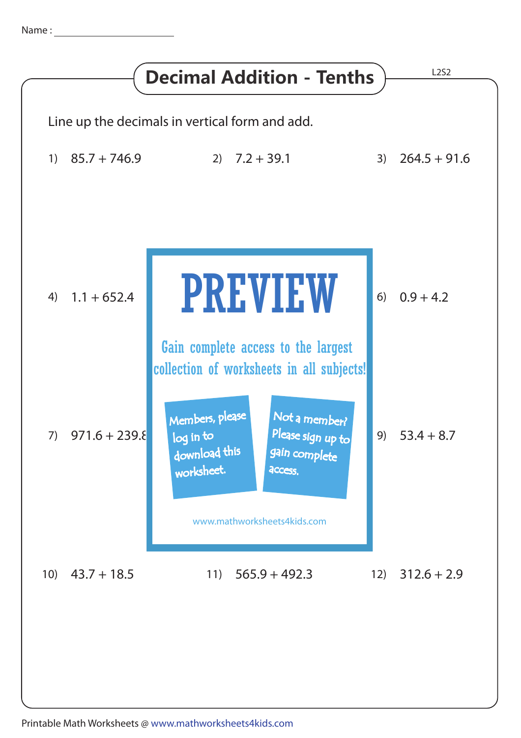Name :

# Decimal Addition - Tenths

L2S2

Line up the decimals in vertical form and add.

1) 85.7 + 746.9

2) 7.2 + 39.1

3) 264.5 + 91.6

4) 1.1 + 652.4

6) 0.9 + 4.2

7) 971.6 + 239.8

9) 53.4 + 8.7

10) 43.7 + 18.5

11) 565.9 + 492.3

12) 312.6 + 2.9

PREVIEW

Gain complete access to the largest collection of worksheets in all subjects!

Members, please log in to download this worksheet.

Not a member? Please sign up to gain complete access.

www.mathworksheets4kids.com

Printable Math Worksheets @ www.mathworksheets4kids.com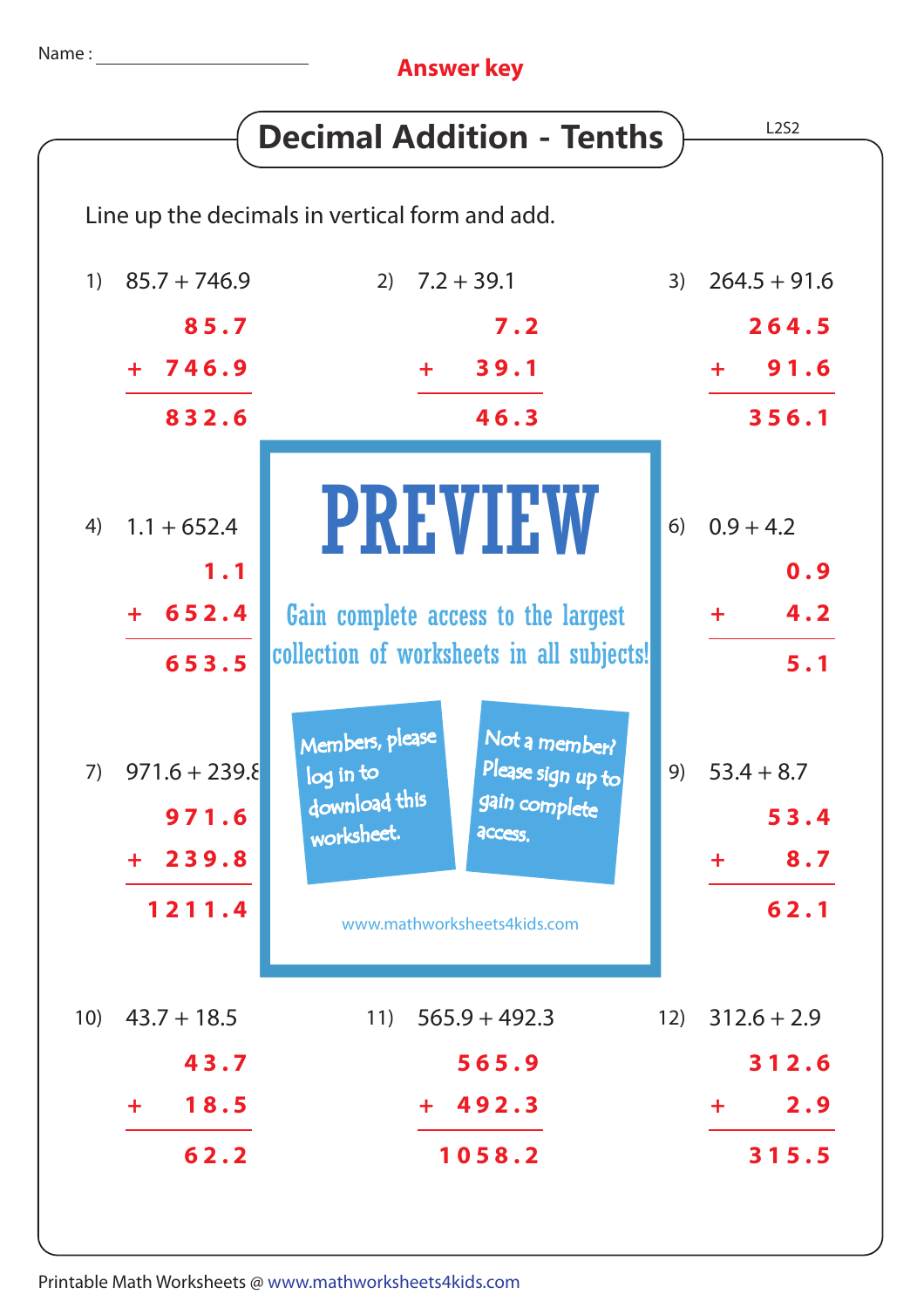Name : ______________________

**Answer key**

# Decimal Addition - Tenths

L2S2

Line up the decimals in vertical form and add.

1) 85.7 + 746.9

$$\begin{array}{r} 85.7 \\ +\ 746.9 \\ \hline 832.6 \end{array}$$

2) 7.2 + 39.1

$$\begin{array}{r} 7.2 \\ +\ 39.1 \\ \hline 46.3 \end{array}$$

3) 264.5 + 91.6

$$\begin{array}{r} 264.5 \\ +\ 91.6 \\ \hline 356.1 \end{array}$$

4) 1.1 + 652.4

$$\begin{array}{r} 1.1 \\ +\ 652.4 \\ \hline 653.5 \end{array}$$

6) 0.9 + 4.2

$$\begin{array}{r} 0.9 \\ +\ 4.2 \\ \hline 5.1 \end{array}$$

7) 971.6 + 239.8

$$\begin{array}{r} 971.6 \\ +\ 239.8 \\ \hline 1211.4 \end{array}$$

9) 53.4 + 8.7

$$\begin{array}{r} 53.4 \\ +\ 8.7 \\ \hline 62.1 \end{array}$$

10) 43.7 + 18.5

$$\begin{array}{r} 43.7 \\ +\ 18.5 \\ \hline 62.2 \end{array}$$

11) 565.9 + 492.3

$$\begin{array}{r} 565.9 \\ +\ 492.3 \\ \hline 1058.2 \end{array}$$

12) 312.6 + 2.9

$$\begin{array}{r} 312.6 \\ +\ 2.9 \\ \hline 315.5 \end{array}$$

PREVIEW

Gain complete access to the largest collection of worksheets in all subjects!

Members, please log in to download this worksheet.

Not a member? Please sign up to gain complete access.

www.mathworksheets4kids.com

Printable Math Worksheets @ www.mathworksheets4kids.com